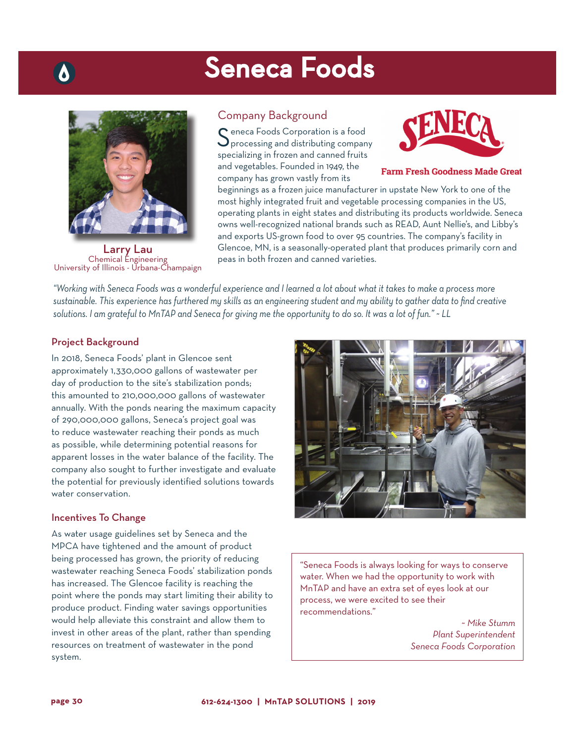# Seneca Foods

**Larry Lau**
Chemical Engineering
University of Illinois - Urbana-Champaign

## Company Background

Seneca Foods Corporation is a food processing and distributing company specializing in frozen and canned fruits and vegetables. Founded in 1949, the company has grown vastly from its beginnings as a frozen juice manufacturer in upstate New York to one of the most highly integrated fruit and vegetable processing companies in the US, operating plants in eight states and distributing its products worldwide. Seneca owns well-recognized national brands such as READ, Aunt Nellie's, and Libby's and exports US-grown food to over 95 countries. The company's facility in Glencoe, MN, is a seasonally-operated plant that produces primarily corn and peas in both frozen and canned varieties.

SENECA
Farm Fresh Goodness Made Great

*"Working with Seneca Foods was a wonderful experience and I learned a lot about what it takes to make a process more sustainable. This experience has furthered my skills as an engineering student and my ability to gather data to find creative solutions. I am grateful to MnTAP and Seneca for giving me the opportunity to do so. It was a lot of fun." ~ LL*

## Project Background

In 2018, Seneca Foods' plant in Glencoe sent approximately 1,330,000 gallons of wastewater per day of production to the site's stabilization ponds; this amounted to 210,000,000 gallons of wastewater annually. With the ponds nearing the maximum capacity of 290,000,000 gallons, Seneca's project goal was to reduce wastewater reaching their ponds as much as possible, while determining potential reasons for apparent losses in the water balance of the facility. The company also sought to further investigate and evaluate the potential for previously identified solutions towards water conservation.

## Incentives To Change

As water usage guidelines set by Seneca and the MPCA have tightened and the amount of product being processed has grown, the priority of reducing wastewater reaching Seneca Foods' stabilization ponds has increased. The Glencoe facility is reaching the point where the ponds may start limiting their ability to produce product. Finding water savings opportunities would help alleviate this constraint and allow them to invest in other areas of the plant, rather than spending resources on treatment of wastewater in the pond system.

"Seneca Foods is always looking for ways to conserve water. When we had the opportunity to work with MnTAP and have an extra set of eyes look at our process, we were excited to see their recommendations."

*~ Mike Stumm*
*Plant Superintendent*
*Seneca Foods Corporation*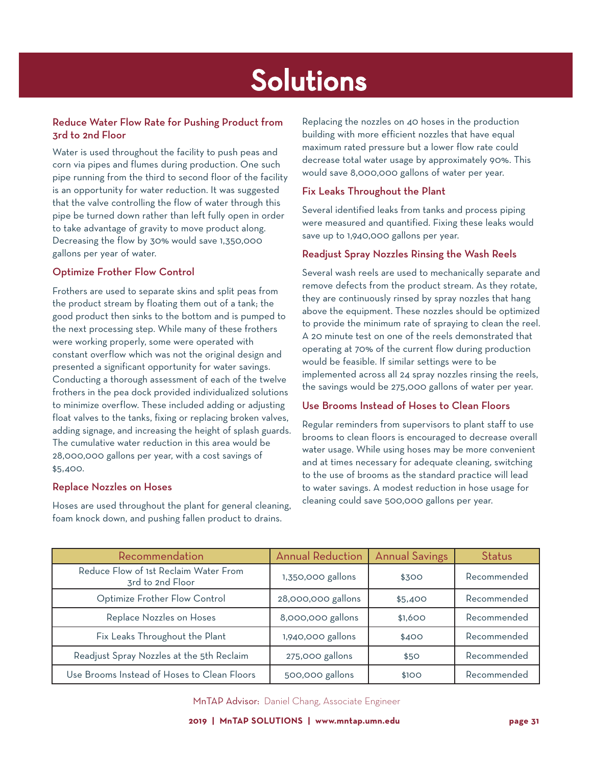# Solutions

### Reduce Water Flow Rate for Pushing Product from 3rd to 2nd Floor

Water is used throughout the facility to push peas and corn via pipes and flumes during production. One such pipe running from the third to second floor of the facility is an opportunity for water reduction. It was suggested that the valve controlling the flow of water through this pipe be turned down rather than left fully open in order to take advantage of gravity to move product along. Decreasing the flow by 30% would save 1,350,000 gallons per year of water.

### Optimize Frother Flow Control

Frothers are used to separate skins and split peas from the product stream by floating them out of a tank; the good product then sinks to the bottom and is pumped to the next processing step. While many of these frothers were working properly, some were operated with constant overflow which was not the original design and presented a significant opportunity for water savings. Conducting a thorough assessment of each of the twelve frothers in the pea dock provided individualized solutions to minimize overflow. These included adding or adjusting float valves to the tanks, fixing or replacing broken valves, adding signage, and increasing the height of splash guards. The cumulative water reduction in this area would be 28,000,000 gallons per year, with a cost savings of $5,400.

### Replace Nozzles on Hoses

Hoses are used throughout the plant for general cleaning, foam knock down, and pushing fallen product to drains. Replacing the nozzles on 40 hoses in the production building with more efficient nozzles that have equal maximum rated pressure but a lower flow rate could decrease total water usage by approximately 90%. This would save 8,000,000 gallons of water per year.

### Fix Leaks Throughout the Plant

Several identified leaks from tanks and process piping were measured and quantified. Fixing these leaks would save up to 1,940,000 gallons per year.

### Readjust Spray Nozzles Rinsing the Wash Reels

Several wash reels are used to mechanically separate and remove defects from the product stream. As they rotate, they are continuously rinsed by spray nozzles that hang above the equipment. These nozzles should be optimized to provide the minimum rate of spraying to clean the reel. A 20 minute test on one of the reels demonstrated that operating at 70% of the current flow during production would be feasible. If similar settings were to be implemented across all 24 spray nozzles rinsing the reels, the savings would be 275,000 gallons of water per year.

### Use Brooms Instead of Hoses to Clean Floors

Regular reminders from supervisors to plant staff to use brooms to clean floors is encouraged to decrease overall water usage. While using hoses may be more convenient and at times necessary for adequate cleaning, switching to the use of brooms as the standard practice will lead to water savings. A modest reduction in hose usage for cleaning could save 500,000 gallons per year.

| Recommendation | Annual Reduction | Annual Savings | Status |
|---|---|---|---|
| Reduce Flow of 1st Reclaim Water From 3rd to 2nd Floor | 1,350,000 gallons | $300 | Recommended |
| Optimize Frother Flow Control | 28,000,000 gallons | $5,400 | Recommended |
| Replace Nozzles on Hoses | 8,000,000 gallons | $1,600 | Recommended |
| Fix Leaks Throughout the Plant | 1,940,000 gallons | $400 | Recommended |
| Readjust Spray Nozzles at the 5th Reclaim | 275,000 gallons | $50 | Recommended |
| Use Brooms Instead of Hoses to Clean Floors | 500,000 gallons | $100 | Recommended |

MnTAP Advisor: Daniel Chang, Associate Engineer